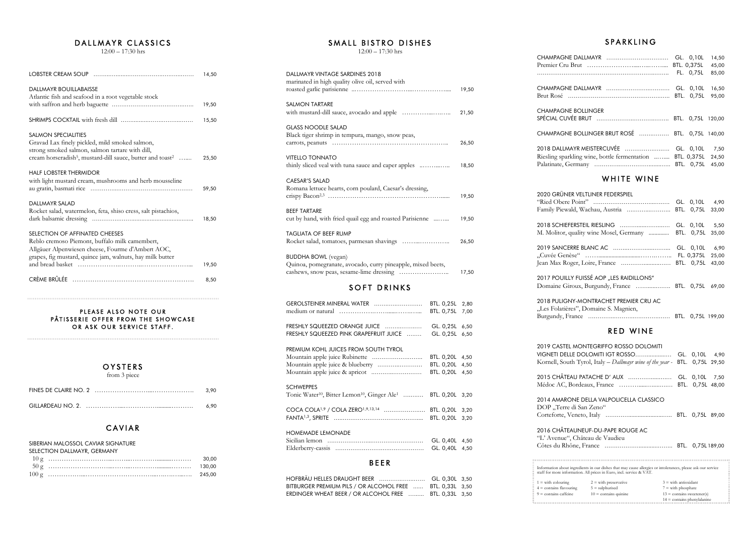## DALLMAYR CLASSICS

12:00 – 17:30 hrs

| | |
|---|---|
| LOBSTER CREAM SOUP | 14,50 |
| DALLMAYR BOUILLABAISSE<br>Atlantic fish and seafood in a root vegetable stock with saffron and herb baguette | 19,50 |
| SHRIMPS COCKTAIL with fresh dill | 15,50 |
| SALMON SPECIALITIES<br>Gravad Lax finely pickled, mild smoked salmon, strong smoked salmon, salmon tartare with dill, cream horseradish[5], mustard-dill sauce, butter and toast[2] | 25,50 |
| HALF LOBSTER THERMIDOR<br>with light mustard cream, mushrooms and herb mousseline au gratin, basmati rice | 59,50 |
| DALLMAYR SALAD<br>Rocket salad, watermelon, feta, shiso cress, salt pistachios, dark balsamic dressing | 18,50 |
| SELECTION OF AFFINATED CHEESES<br>Reblo cremoso Piemont, buffalo milk camembert, Allgäuer Alpenwiesen cheese, Fourme d'Ambert AOC, grapes, fig mustard, quince jam, walnuts, hay milk butter and bread basket | 19,50 |
| CRÈME BRÛLÉE | 8,50 |

**PLEASE ALSO NOTE OUR PÂTISSERIE OFFER FROM THE SHOWCASE OR ASK OUR SERVICE STAFF.**

## OYSTERS

from 3 piece

| | |
|---|---|
| FINES DE CLAIRE NO. 2 | 3,90 |
| GILLARDEAU NO. 2. | 6,90 |

## CAVIAR

SIBERIAN MALOSSOL CAVIAR SIGNATURE
SELECTION DALLMAYR, GERMANY

| | |
|---|---|
| 10 g | 30,00 |
| 50 g | 130,00 |
| 100 g | 245,00 |

## SMALL BISTRO DISHES

12:00 – 17:30 hrs

| | |
|---|---|
| DALLMAYR VINTAGE SARDINES 2018<br>marinated in high quality olive oil, served with roasted garlic parisienne | 19,50 |
| SALMON TARTARE<br>with mustard-dill sauce, avocado and apple | 21,50 |
| GLASS NOODLE SALAD<br>Black tiger shrimp in tempura, mango, snow peas, carrots, peanuts | 26,50 |
| VITELLO TONNATO<br>thinly sliced veal with tuna sauce and caper apples | 18,50 |
| CAESAR'S SALAD<br>Romana lettuce hearts, corn poulard, Caesar's dressing, crispy Bacon[2,3] | 19,50 |
| BEEF TARTARE<br>cut by hand, with fried quail egg and roasted Parisienne | 19,50 |
| TAGLIATA OF BEEF RUMP<br>Rocket salad, tomatoes, parmesan shavings | 26,50 |
| BUDDHA BOWL (vegan)<br>Quinoa, pomegranate, avocado, curry pineapple, mixed beets, cashews, snow peas, sesame-lime dressing | 17,50 |

## SOFT DRINKS

| | | |
|---|---|---|
| GEROLSTEINER MINERAL WATER | BTL. 0,25L | 2,80 |
| medium or natural | BTL. 0,75L | 7,00 |
| FRESHLY SQUEEZED ORANGE JUICE | GL. 0,25L | 6,50 |
| FRESHLY SQUEEZED PINK GRAPEFRUIT JUICE | GL. 0,25L | 6,50 |
| PREMIUM KOHL JUICES FROM SOUTH TYROL | | |
| Mountain apple juice Rubinette | BTL. 0,20L | 4,50 |
| Mountain apple juice & blueberry | BTL. 0,20L | 4,50 |
| Mountain apple juice & apricot | BTL. 0,20L | 4,50 |
| SCHWEPPES<br>Tonic Water[10], Bitter Lemon[10], Ginger Ale[1] | BTL. 0,20L | 3,20 |
| COCA COLA[1,9] / COLA ZERO[1,9,13,14] | BTL. 0,20L | 3,20 |
| FANTA[1,3], SPRITE | BTL. 0,20L | 3,20 |
| HOMEMADE LEMONADE | | |
| Sicilian lemon | GL. 0,40L | 4,50 |
| Elderberry-cassis | GL. 0,40L | 4,50 |

## BEER

| | | |
|---|---|---|
| HOFBRÄU HELLES DRAUGHT BEER | GL. 0,30L | 3,50 |
| BITBURGER PREMIUM PILS / OR ALCOHOL FREE | BTL. 0,33L | 3,50 |
| ERDINGER WHEAT BEER / OR ALCOHOL FREE | BTL. 0,33L | 3,50 |

## SPARKLING

| | | |
|---|---|---|
| CHAMPAGNE DALLMAYR | GL. 0,10L | 14,50 |
| Premier Cru Brut | BTL. 0,375L | 45,00 |
| | FL. 0,75L | 85,00 |
| CHAMPAGNE DALLMAYR | GL. 0,10L | 16,50 |
| Brut Rosé | BTL. 0,75L | 95,00 |
| CHAMPAGNE BOLLINGER<br>SPÉCIAL CUVÉE BRUT | BTL. 0,75L | 120,00 |
| CHAMPAGNE BOLLINGER BRUT ROSÉ | BTL. 0,75L | 140,00 |
| 2018 DALLMAYR MEISTERCUVÉE | GL. 0,10L | 7,50 |
| Riesling sparkling wine, bottle fermentation | BTL. 0,375L | 24,50 |
| Palatinate, Germany | BTL. 0,75L | 45,00 |

## WHITE WINE

| | | |
|---|---|---|
| 2020 GRÜNER VELTLINER FEDERSPIEL<br>"Ried Obere Point" | GL. 0,10L | 4,90 |
| Family Piewald, Wachau, Austria | BTL. 0,75L | 33,00 |
| 2018 SCHIEFERSTEIL RIESLING | GL. 0,10L | 5,50 |
| M. Molitor, quality wine Mosel, Germany | BTL. 0,75L | 35,00 |
| 2019 SANCERRE BLANC AC | GL. 0,10L | 6,90 |
| „Cuvée Genèse" | FL. 0,375L | 25,00 |
| Jean Max Roger, Loire, France | BTL. 0,75L | 43,00 |
| 2017 POUILLY FUISSÉ AOP „LES RAIDILLONS"<br>Domaine Giroux, Burgundy, France | BTL. 0,75L | 69,00 |
| 2018 PULIGNY-MONTRACHET PREMIER CRU AC<br>„Les Folatières", Domaine S. Magnien,<br>Burgundy, France | BTL. 0,75L | 199,00 |

## RED WINE

| | | |
|---|---|---|
| 2019 CASTEL MONTEGRIFFO ROSSO DOLOMITI<br>VIGNETI DELLE DOLOMITI IGT ROSSO | GL. 0,10L | 4,90 |
| Kornell, South Tyrol, Italy – *Dallmayr wine of the year* - | BTL. 0,75L | 29,50 |
| 2015 CHÂTEAU PATACHE D' AUX | GL. 0,10L | 7,50 |
| Médoc AC, Bordeaux, France | BTL. 0,75L | 48,00 |
| 2014 AMARONE DELLA VALPOLICELLA CLASSICO<br>DOP „Terre di San Zeno"<br>Corteforte, Veneto, Italy | BTL. 0,75L | 89,00 |
| 2016 CHÂTEAUNEUF-DU-PAPE ROUGE AC<br>"L' Avenue", Château de Vaudieu<br>Côtes du Rhône, France | BTL. 0,75L | 189,00 |

Information about ingredients in our dishes that may cause allergies or intolerances, please ask our service staff for more information. All prices in Euro, incl. service & VAT.

1 = with colouring
2 = with preservative
3 = with antioxidant
4 = contains flavouring
5 = sulphurised
7 = with phosphate
9 = contains caffeine
10 = contains quinine
13 = contains sweetener(s)
14 = contains phenylalanine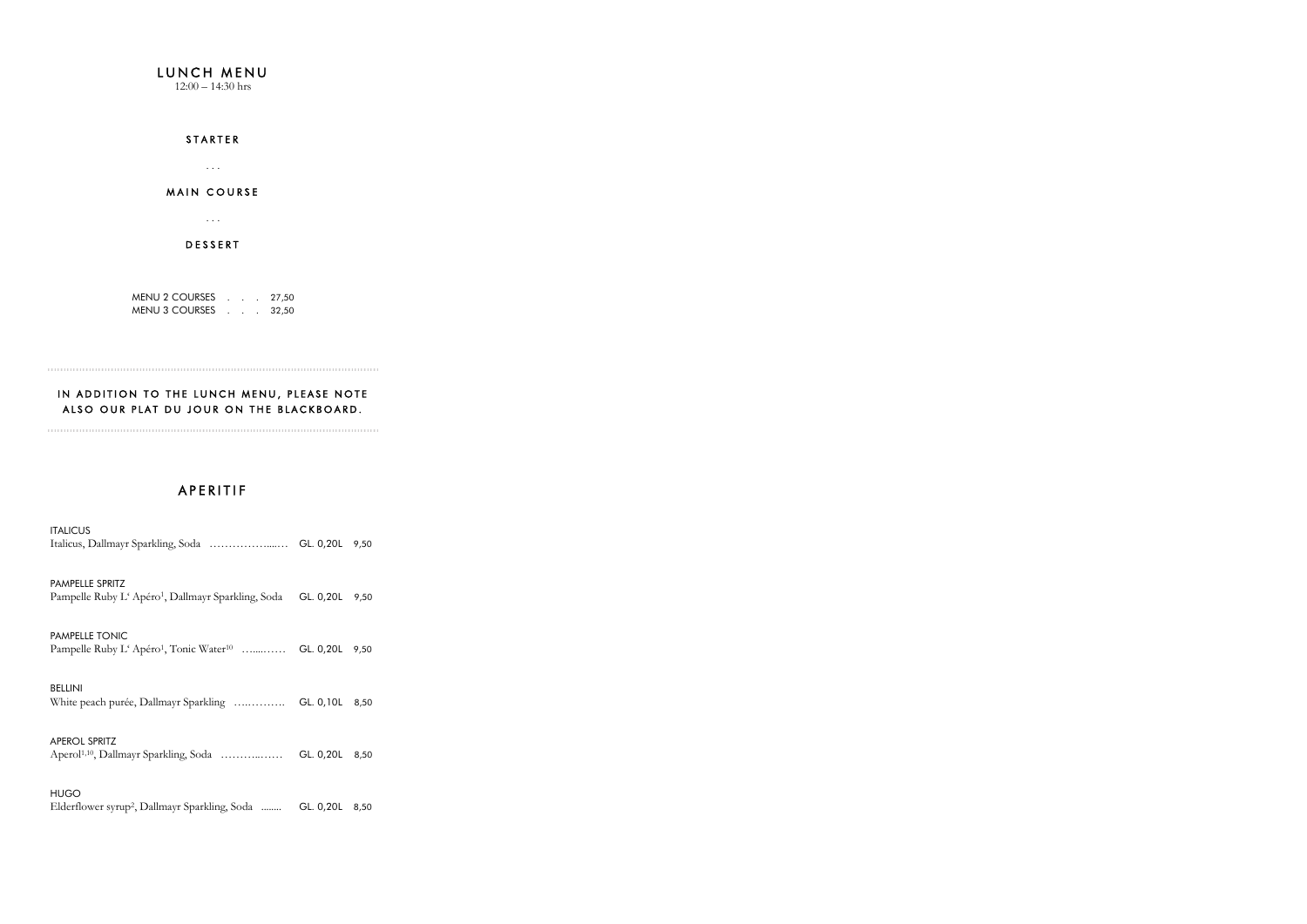## LUNCH MENU

12:00 – 14:30 hrs

### STARTER

. . .

### MAIN COURSE

. . .

### DESSERT

MENU 2 COURSES . . . 27,50
MENU 3 COURSES . . . 32,50

**IN ADDITION TO THE LUNCH MENU, PLEASE NOTE ALSO OUR PLAT DU JOUR ON THE BLACKBOARD.**

## APERITIF

ITALICUS
Italicus, Dallmayr Sparkling, Soda ……………....… GL. 0,20L 9,50

PAMPELLE SPRITZ
Pampelle Ruby L' Apéro[1], Dallmayr Sparkling, Soda GL. 0,20L 9,50

PAMPELLE TONIC
Pampelle Ruby L' Apéro[1], Tonic Water[10] …....…… GL. 0,20L 9,50

BELLINI
White peach purée, Dallmayr Sparkling ….………. GL. 0,10L 8,50

APEROL SPRITZ
Aperol[1,10], Dallmayr Sparkling, Soda ………..…… GL. 0,20L 8,50

HUGO
Elderflower syrup[2], Dallmayr Sparkling, Soda ........ GL. 0,20L 8,50